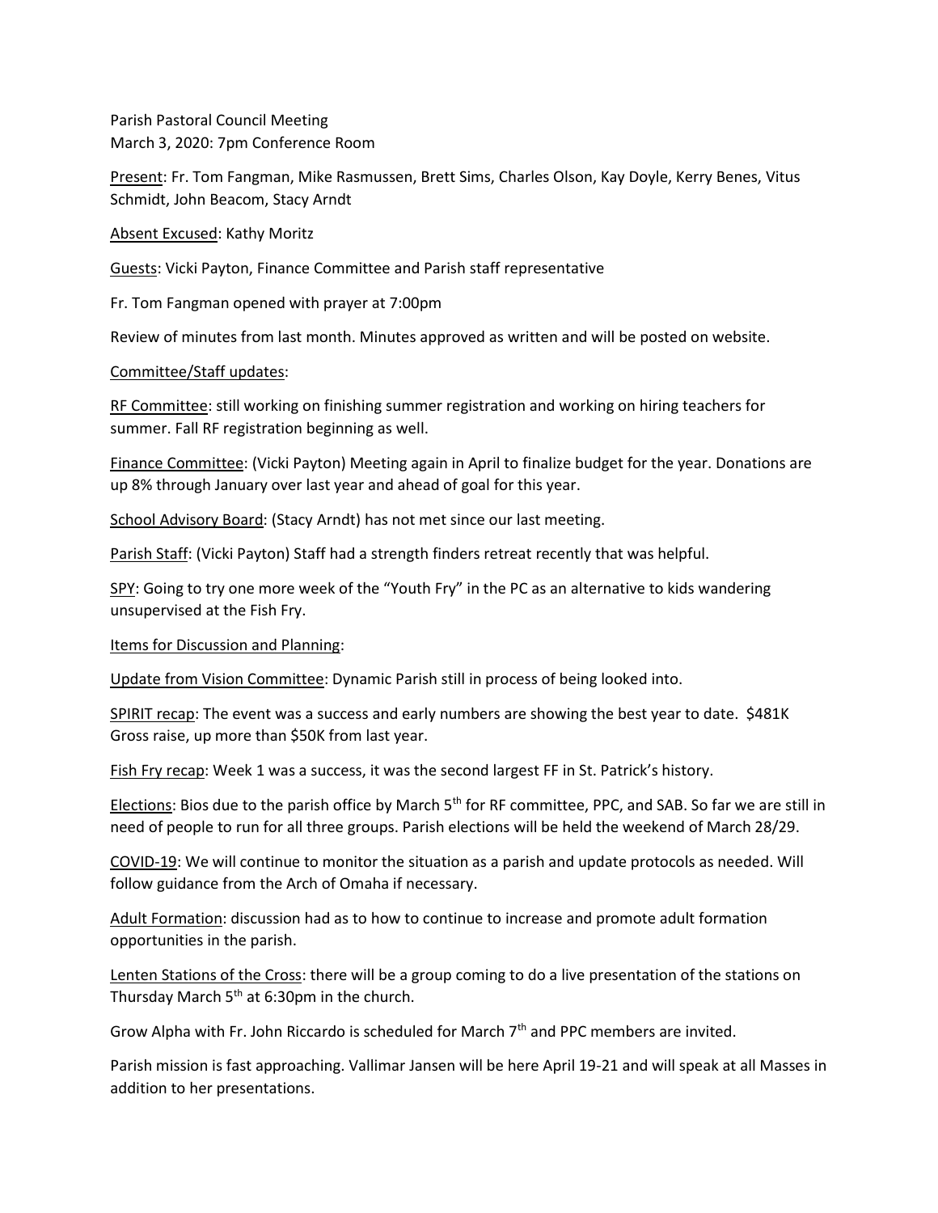Parish Pastoral Council Meeting
March 3, 2020: 7pm Conference Room

<u>Present</u>: Fr. Tom Fangman, Mike Rasmussen, Brett Sims, Charles Olson, Kay Doyle, Kerry Benes, Vitus Schmidt, John Beacom, Stacy Arndt

<u>Absent Excused</u>: Kathy Moritz

<u>Guests</u>: Vicki Payton, Finance Committee and Parish staff representative

Fr. Tom Fangman opened with prayer at 7:00pm

Review of minutes from last month. Minutes approved as written and will be posted on website.

<u>Committee/Staff updates</u>:

<u>RF Committee</u>: still working on finishing summer registration and working on hiring teachers for summer. Fall RF registration beginning as well.

<u>Finance Committee</u>: (Vicki Payton) Meeting again in April to finalize budget for the year. Donations are up 8% through January over last year and ahead of goal for this year.

<u>School Advisory Board</u>: (Stacy Arndt) has not met since our last meeting.

<u>Parish Staff</u>: (Vicki Payton) Staff had a strength finders retreat recently that was helpful.

<u>SPY</u>: Going to try one more week of the "Youth Fry" in the PC as an alternative to kids wandering unsupervised at the Fish Fry.

<u>Items for Discussion and Planning</u>:

<u>Update from Vision Committee</u>: Dynamic Parish still in process of being looked into.

<u>SPIRIT recap</u>: The event was a success and early numbers are showing the best year to date. $481K Gross raise, up more than $50K from last year.

<u>Fish Fry recap</u>: Week 1 was a success, it was the second largest FF in St. Patrick's history.

<u>Elections</u>: Bios due to the parish office by March 5th for RF committee, PPC, and SAB. So far we are still in need of people to run for all three groups. Parish elections will be held the weekend of March 28/29.

<u>COVID-19</u>: We will continue to monitor the situation as a parish and update protocols as needed. Will follow guidance from the Arch of Omaha if necessary.

<u>Adult Formation</u>: discussion had as to how to continue to increase and promote adult formation opportunities in the parish.

<u>Lenten Stations of the Cross</u>: there will be a group coming to do a live presentation of the stations on Thursday March 5th at 6:30pm in the church.

Grow Alpha with Fr. John Riccardo is scheduled for March 7th and PPC members are invited.

Parish mission is fast approaching. Vallimar Jansen will be here April 19-21 and will speak at all Masses in addition to her presentations.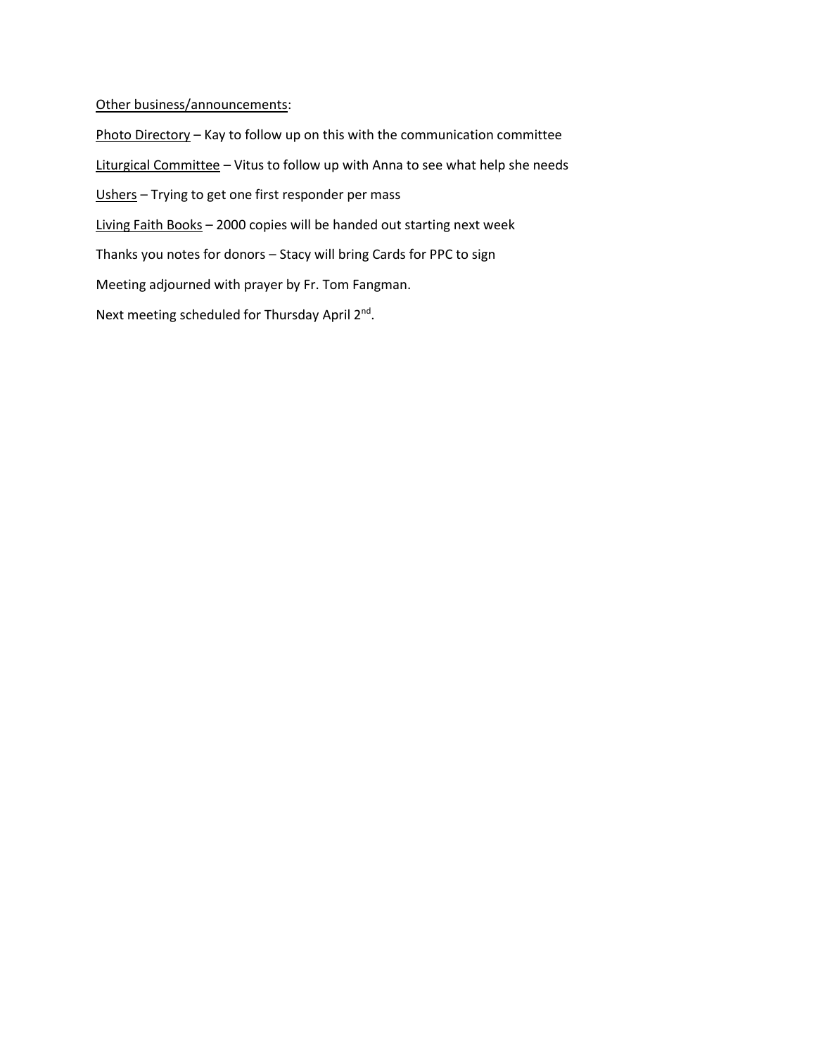<u>Other business/announcements</u>:

<u>Photo Directory</u> – Kay to follow up on this with the communication committee

<u>Liturgical Committee</u> – Vitus to follow up with Anna to see what help she needs

<u>Ushers</u> – Trying to get one first responder per mass

<u>Living Faith Books</u> – 2000 copies will be handed out starting next week

Thanks you notes for donors – Stacy will bring Cards for PPC to sign

Meeting adjourned with prayer by Fr. Tom Fangman.

Next meeting scheduled for Thursday April 2nd.